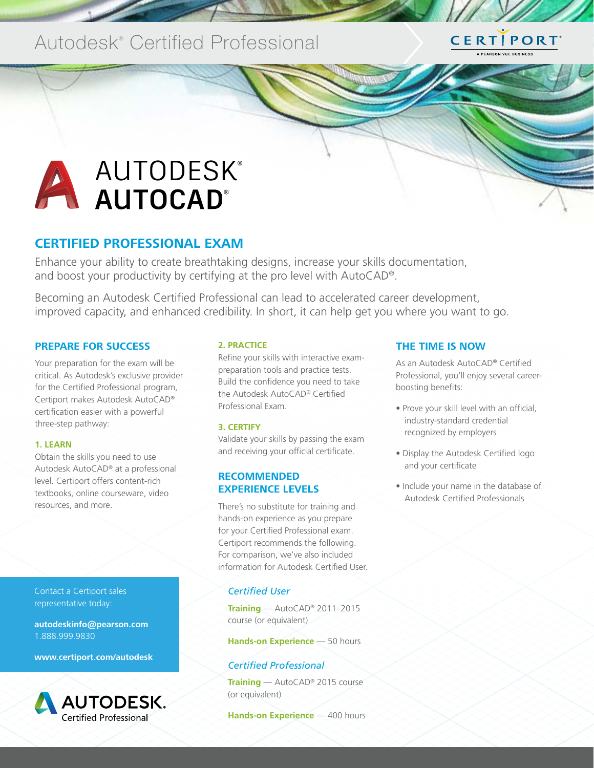# Autodesk® Certified Professional

CERTIPORT
A PEARSON VUE BUSINESS

AUTODESK®
**AUTOCAD®**

## CERTIFIED PROFESSIONAL EXAM

Enhance your ability to create breathtaking designs, increase your skills documentation, and boost your productivity by certifying at the pro level with AutoCAD®.

Becoming an Autodesk Certified Professional can lead to accelerated career development, improved capacity, and enhanced credibility. In short, it can help get you where you want to go.

### PREPARE FOR SUCCESS

Your preparation for the exam will be critical. As Autodesk's exclusive provider for the Certified Professional program, Certiport makes Autodesk AutoCAD® certification easier with a powerful three-step pathway:

#### 1. LEARN

Obtain the skills you need to use Autodesk AutoCAD® at a professional level. Certiport offers content-rich textbooks, online courseware, video resources, and more.

#### 2. PRACTICE

Refine your skills with interactive exam-preparation tools and practice tests. Build the confidence you need to take the Autodesk AutoCAD® Certified Professional Exam.

#### 3. CERTIFY

Validate your skills by passing the exam and receiving your official certificate.

### RECOMMENDED EXPERIENCE LEVELS

There's no substitute for training and hands-on experience as you prepare for your Certified Professional exam. Certiport recommends the following. For comparison, we've also included information for Autodesk Certified User.

*Certified User*

**Training** — AutoCAD® 2011–2015 course (or equivalent)

**Hands-on Experience** — 50 hours

*Certified Professional*

**Training** — AutoCAD® 2015 course (or equivalent)

**Hands-on Experience** — 400 hours

### THE TIME IS NOW

As an Autodesk AutoCAD® Certified Professional, you'll enjoy several career-boosting benefits:

- Prove your skill level with an official, industry-standard credential recognized by employers
- Display the Autodesk Certified logo and your certificate
- Include your name in the database of Autodesk Certified Professionals

Contact a Certiport sales representative today:

**autodeskinfo@pearson.com**
1.888.999.9830

**www.certiport.com/autodesk**

AUTODESK.
Certified Professional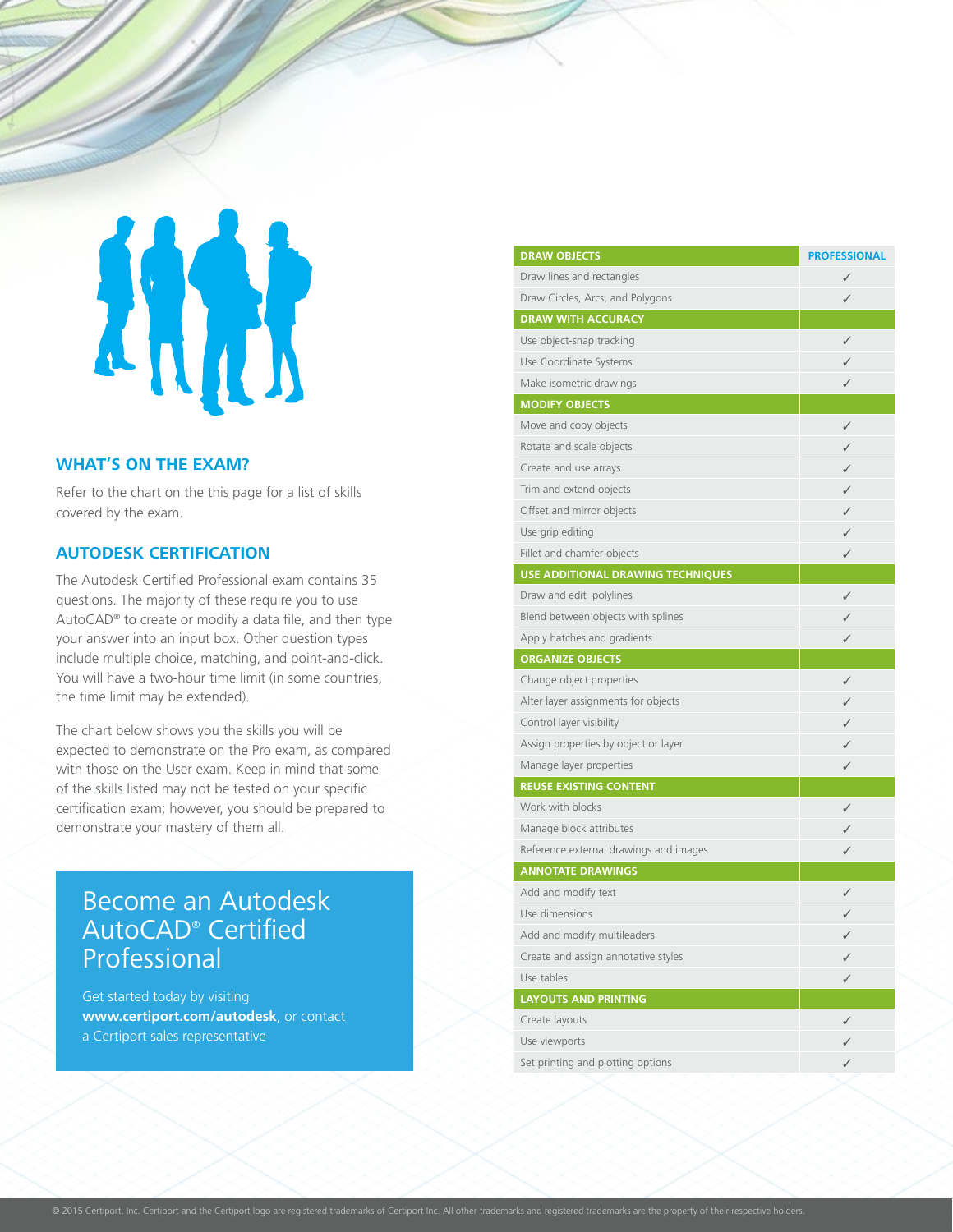## WHAT'S ON THE EXAM?

Refer to the chart on the this page for a list of skills covered by the exam.

## AUTODESK CERTIFICATION

The Autodesk Certified Professional exam contains 35 questions. The majority of these require you to use AutoCAD® to create or modify a data file, and then type your answer into an input box. Other question types include multiple choice, matching, and point-and-click. You will have a two-hour time limit (in some countries, the time limit may be extended).

The chart below shows you the skills you will be expected to demonstrate on the Pro exam, as compared with those on the User exam. Keep in mind that some of the skills listed may not be tested on your specific certification exam; however, you should be prepared to demonstrate your mastery of them all.

## Become an Autodesk AutoCAD® Certified Professional

Get started today by visiting **www.certiport.com/autodesk**, or contact a Certiport sales representative

| DRAW OBJECTS | PROFESSIONAL |
|---|---|
| Draw lines and rectangles | ✓ |
| Draw Circles, Arcs, and Polygons | ✓ |
| **DRAW WITH ACCURACY** | |
| Use object-snap tracking | ✓ |
| Use Coordinate Systems | ✓ |
| Make isometric drawings | ✓ |
| **MODIFY OBJECTS** | |
| Move and copy objects | ✓ |
| Rotate and scale objects | ✓ |
| Create and use arrays | ✓ |
| Trim and extend objects | ✓ |
| Offset and mirror objects | ✓ |
| Use grip editing | ✓ |
| Fillet and chamfer objects | ✓ |
| **USE ADDITIONAL DRAWING TECHNIQUES** | |
| Draw and edit polylines | ✓ |
| Blend between objects with splines | ✓ |
| Apply hatches and gradients | ✓ |
| **ORGANIZE OBJECTS** | |
| Change object properties | ✓ |
| Alter layer assignments for objects | ✓ |
| Control layer visibility | ✓ |
| Assign properties by object or layer | ✓ |
| Manage layer properties | ✓ |
| **REUSE EXISTING CONTENT** | |
| Work with blocks | ✓ |
| Manage block attributes | ✓ |
| Reference external drawings and images | ✓ |
| **ANNOTATE DRAWINGS** | |
| Add and modify text | ✓ |
| Use dimensions | ✓ |
| Add and modify multileaders | ✓ |
| Create and assign annotative styles | ✓ |
| Use tables | ✓ |
| **LAYOUTS AND PRINTING** | |
| Create layouts | ✓ |
| Use viewports | ✓ |
| Set printing and plotting options | ✓ |

© 2015 Certiport, Inc. Certiport and the Certiport logo are registered trademarks of Certiport Inc. All other trademarks and registered trademarks are the property of their respective holders.